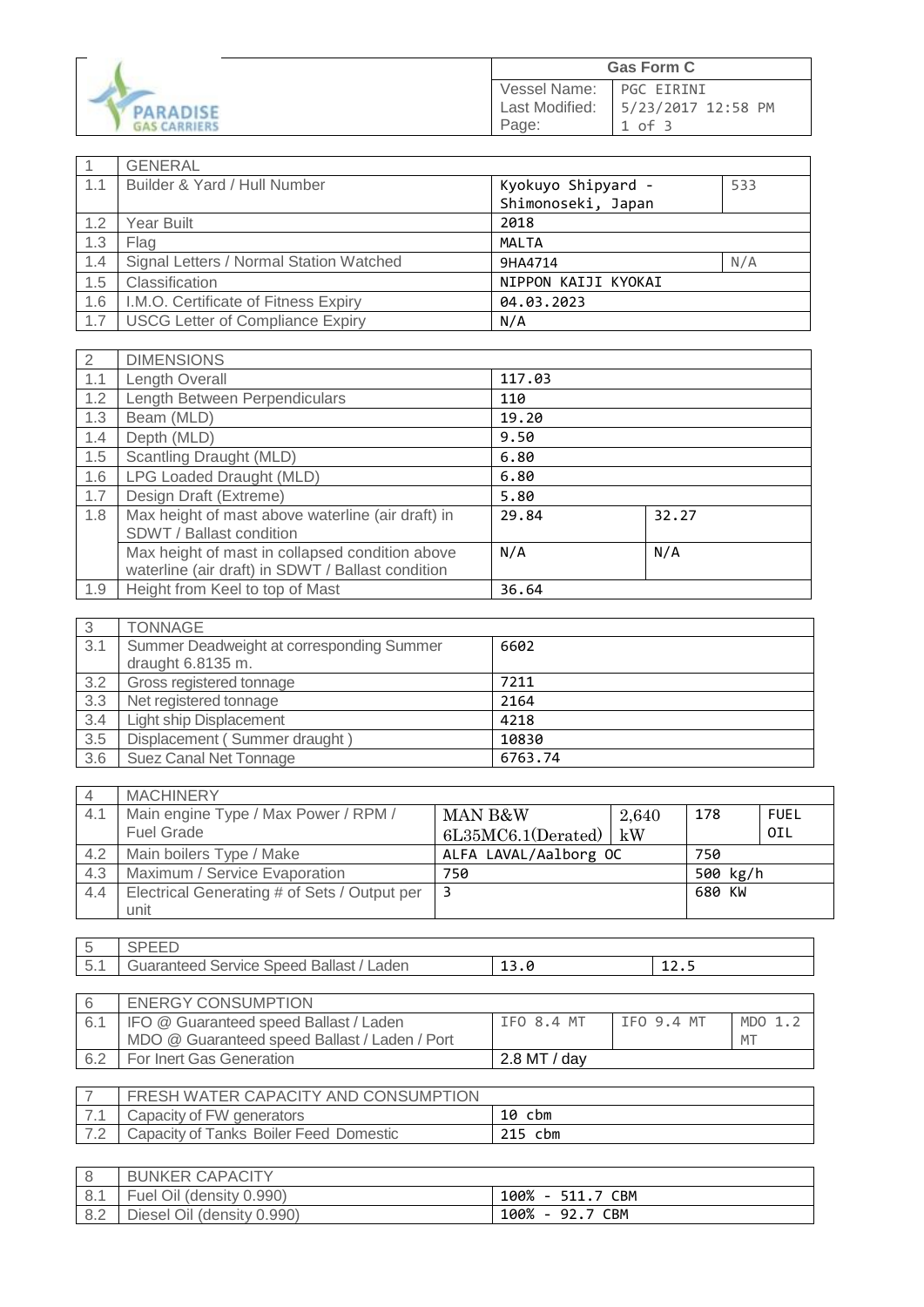| Gas Form C | |
|---|---|
| Vessel Name: | PGC EIRINI |
| Last Modified: | 5/23/2017 12:58 PM |

| 1 | GENERAL | | |
|---|---|---|---|
| 1.1 | Builder & Yard / Hull Number | Kyokuyo Shipyard - Shimonoseki, Japan | 533 |
| 1.2 | Year Built | 2018 | |
| 1.3 | Flag | MALTA | |
| 1.4 | Signal Letters / Normal Station Watched | 9HA4714 | N/A |
| 1.5 | Classification | NIPPON KAIJI KYOKAI | |
| 1.6 | I.M.O. Certificate of Fitness Expiry | 04.03.2023 | |
| 1.7 | USCG Letter of Compliance Expiry | N/A | |

| 2 | DIMENSIONS | | |
|---|---|---|---|
| 1.1 | Length Overall | 117.03 | |
| 1.2 | Length Between Perpendiculars | 110 | |
| 1.3 | Beam (MLD) | 19.20 | |
| 1.4 | Depth (MLD) | 9.50 | |
| 1.5 | Scantling Draught (MLD) | 6.80 | |
| 1.6 | LPG Loaded Draught (MLD) | 6.80 | |
| 1.7 | Design Draft (Extreme) | 5.80 | |
| 1.8 | Max height of mast above waterline (air draft) in SDWT / Ballast condition | 29.84 | 32.27 |
| | Max height of mast in collapsed condition above waterline (air draft) in SDWT / Ballast condition | N/A | N/A |
| 1.9 | Height from Keel to top of Mast | 36.64 | |

| 3 | TONNAGE | |
|---|---|---|
| 3.1 | Summer Deadweight at corresponding Summer draught 6.8135 m. | 6602 |
| 3.2 | Gross registered tonnage | 7211 |
| 3.3 | Net registered tonnage | 2164 |
| 3.4 | Light ship Displacement | 4218 |
| 3.5 | Displacement ( Summer draught ) | 10830 |
| 3.6 | Suez Canal Net Tonnage | 6763.74 |

| 4 | MACHINERY | | | | |
|---|---|---|---|---|---|
| 4.1 | Main engine Type / Max Power / RPM / Fuel Grade | MAN B&W 6L35MC6.1(Derated) | 2,640 kW | 178 | FUEL OIL |
| 4.2 | Main boilers Type / Make | ALFA LAVAL/Aalborg OC | | 750 | |
| 4.3 | Maximum / Service Evaporation | 750 | | 500 kg/h | |
| 4.4 | Electrical Generating # of Sets / Output per unit | 3 | | 680 KW | |

| 5 | SPEED | | |
|---|---|---|---|
| 5.1 | Guaranteed Service Speed Ballast / Laden | 13.0 | 12.5 |

| 6 | ENERGY CONSUMPTION | | | |
|---|---|---|---|---|
| 6.1 | IFO @ Guaranteed speed Ballast / Laden<br>MDO @ Guaranteed speed Ballast / Laden / Port | IFO 8.4 MT | IFO 9.4 MT | MDO 1.2 MT |
| 6.2 | For Inert Gas Generation | 2.8 MT / day | | |

| 7 | FRESH WATER CAPACITY AND CONSUMPTION | |
|---|---|---|
| 7.1 | Capacity of FW generators | 10 cbm |
| 7.2 | Capacity of Tanks Boiler Feed Domestic | 215 cbm |

| 8 | BUNKER CAPACITY | |
|---|---|---|
| 8.1 | Fuel Oil (density 0.990) | 100% - 511.7 CBM |
| 8.2 | Diesel Oil (density 0.990) | 100% - 92.7 CBM |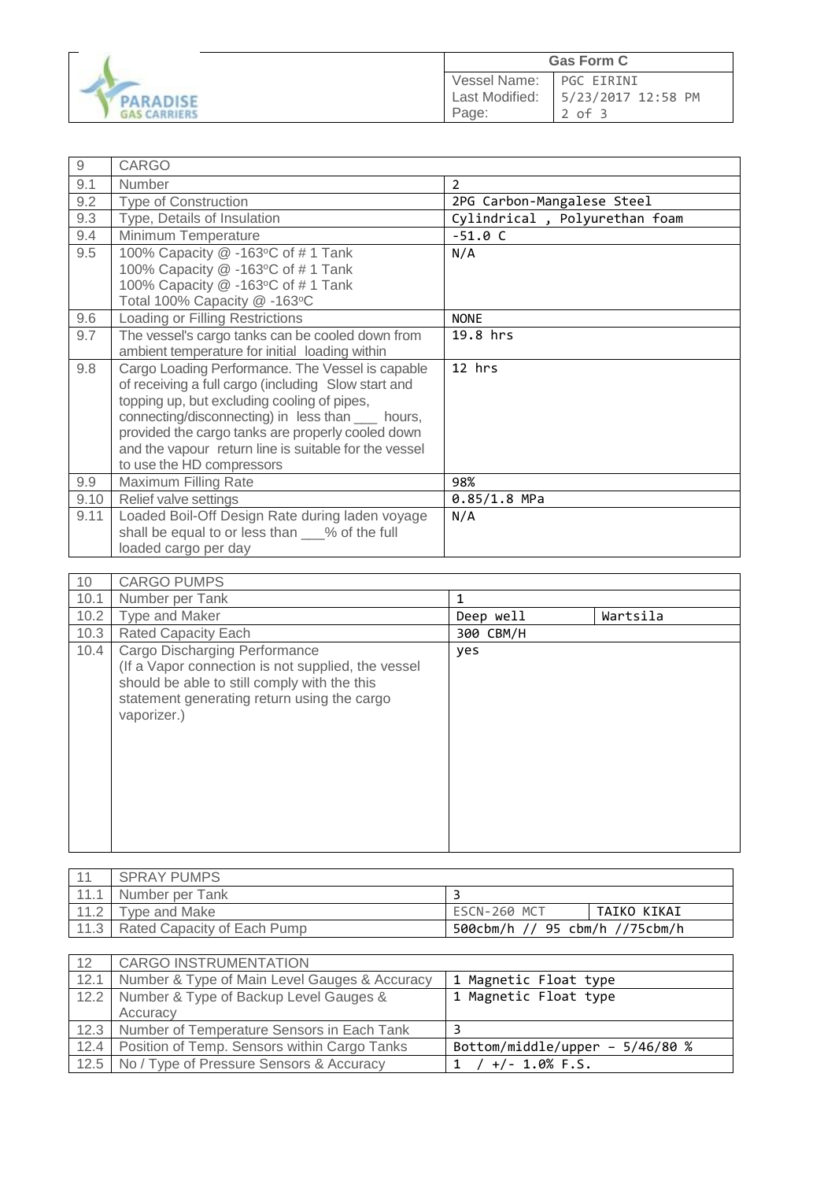| Gas Form C | |
|---|---|
| Vessel Name: | PGC EIRINI |
| Last Modified: | 5/23/2017 12:58 PM |

| 9 | CARGO | |
|---|---|---|
| 9.1 | Number | 2 |
| 9.2 | Type of Construction | 2PG Carbon-Mangalese Steel |
| 9.3 | Type, Details of Insulation | Cylindrical , Polyurethan foam |
| 9.4 | Minimum Temperature | -51.0 C |
| 9.5 | 100% Capacity @ -163ºC of # 1 Tank<br>100% Capacity @ -163ºC of # 1 Tank<br>100% Capacity @ -163ºC of # 1 Tank<br>Total 100% Capacity @ -163ºC | N/A |
| 9.6 | Loading or Filling Restrictions | NONE |
| 9.7 | The vessel's cargo tanks can be cooled down from ambient temperature for initial loading within | 19.8 hrs |
| 9.8 | Cargo Loading Performance. The Vessel is capable of receiving a full cargo (including Slow start and topping up, but excluding cooling of pipes, connecting/disconnecting) in less than ___ hours, provided the cargo tanks are properly cooled down and the vapour return line is suitable for the vessel to use the HD compressors | 12 hrs |
| 9.9 | Maximum Filling Rate | 98% |
| 9.10 | Relief valve settings | 0.85/1.8 MPa |
| 9.11 | Loaded Boil-Off Design Rate during laden voyage shall be equal to or less than ___% of the full loaded cargo per day | N/A |

| 10 | CARGO PUMPS | | |
|---|---|---|---|
| 10.1 | Number per Tank | 1 | |
| 10.2 | Type and Maker | Deep well | Wartsila |
| 10.3 | Rated Capacity Each | 300 CBM/H | |
| 10.4 | Cargo Discharging Performance<br>(If a Vapor connection is not supplied, the vessel should be able to still comply with the this statement generating return using the cargo vaporizer.) | yes | |

| 11 | SPRAY PUMPS | | |
|---|---|---|---|
| 11.1 | Number per Tank | 3 | |
| 11.2 | Type and Make | ESCN-260 MCT | TAIKO KIKAI |
| 11.3 | Rated Capacity of Each Pump | 500cbm/h // 95 cbm/h //75cbm/h | |

| 12 | CARGO INSTRUMENTATION | |
|---|---|---|
| 12.1 | Number & Type of Main Level Gauges & Accuracy | 1 Magnetic Float type |
| 12.2 | Number & Type of Backup Level Gauges & Accuracy | 1 Magnetic Float type |
| 12.3 | Number of Temperature Sensors in Each Tank | 3 |
| 12.4 | Position of Temp. Sensors within Cargo Tanks | Bottom/middle/upper - 5/46/80 % |
| 12.5 | No / Type of Pressure Sensors & Accuracy | 1 / +/- 1.0% F.S. |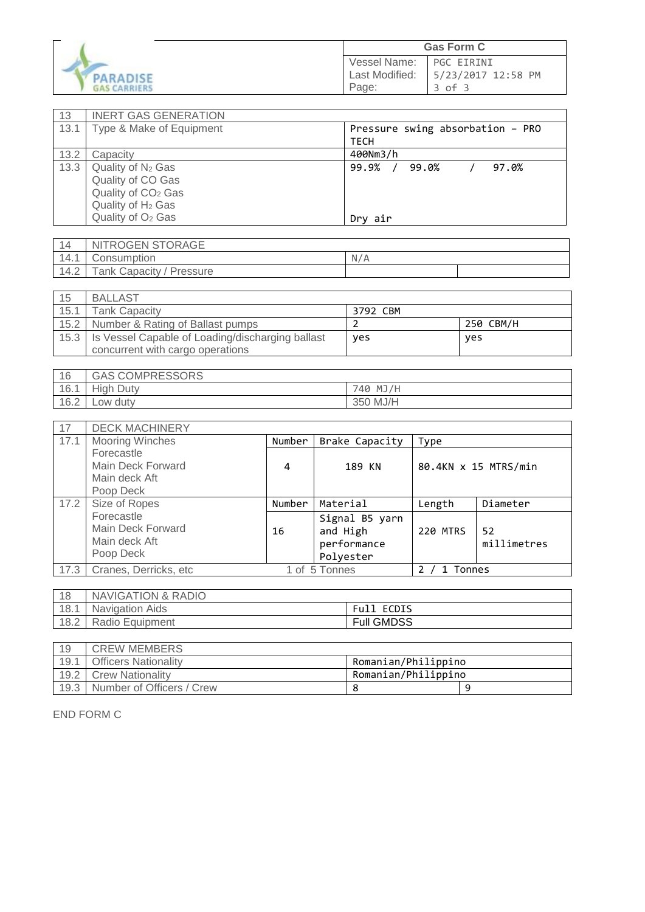| | Gas Form C |
|---|---|
| Vessel Name: | PGC EIRINI |
| Last Modified: | 5/23/2017 12:58 PM |

| 13 | INERT GAS GENERATION | |
|---|---|---|
| 13.1 | Type & Make of Equipment | Pressure swing absorbation – PRO TECH |
| 13.2 | Capacity | 400Nm3/h |
| 13.3 | Quality of $N_2$ Gas<br>Quality of CO Gas<br>Quality of $CO_2$ Gas<br>Quality of $H_2$ Gas<br>Quality of $O_2$ Gas | 99.9% / 99.0% / 97.0%<br><br><br><br>Dry air |

| 14 | NITROGEN STORAGE | | |
|---|---|---|---|
| 14.1 | Consumption | N/A | |
| 14.2 | Tank Capacity / Pressure | | |

| 15 | BALLAST | | |
|---|---|---|---|
| 15.1 | Tank Capacity | 3792 CBM | |
| 15.2 | Number & Rating of Ballast pumps | 2 | 250 CBM/H |
| 15.3 | Is Vessel Capable of Loading/discharging ballast concurrent with cargo operations | yes | yes |

| 16 | GAS COMPRESSORS | |
|---|---|---|
| 16.1 | High Duty | 740 MJ/H |
| 16.2 | Low duty | 350 MJ/H |

| 17 | DECK MACHINERY | | | | |
|---|---|---|---|---|---|
| 17.1 | Mooring Winches | Number | Brake Capacity | Type | |
| | Forecastle<br>Main Deck Forward<br>Main deck Aft<br>Poop Deck | 4 | 189 KN | 80.4KN x 15 MTRS/min | |
| 17.2 | Size of Ropes | Number | Material | Length | Diameter |
| | Forecastle<br>Main Deck Forward<br>Main deck Aft<br>Poop Deck | 16 | Signal B5 yarn and High performance Polyester | 220 MTRS | 52 millimetres |
| 17.3 | Cranes, Derricks, etc | 1 of 5 Tonnes | | 2 / 1 Tonnes | |

| 18 | NAVIGATION & RADIO | |
|---|---|---|
| 18.1 | Navigation Aids | Full ECDIS |
| 18.2 | Radio Equipment | Full GMDSS |

| 19 | CREW MEMBERS | | |
|---|---|---|---|
| 19.1 | Officers Nationality | Romanian/Philippino | |
| 19.2 | Crew Nationality | Romanian/Philippino | |
| 19.3 | Number of Officers / Crew | 8 | 9 |

END FORM C